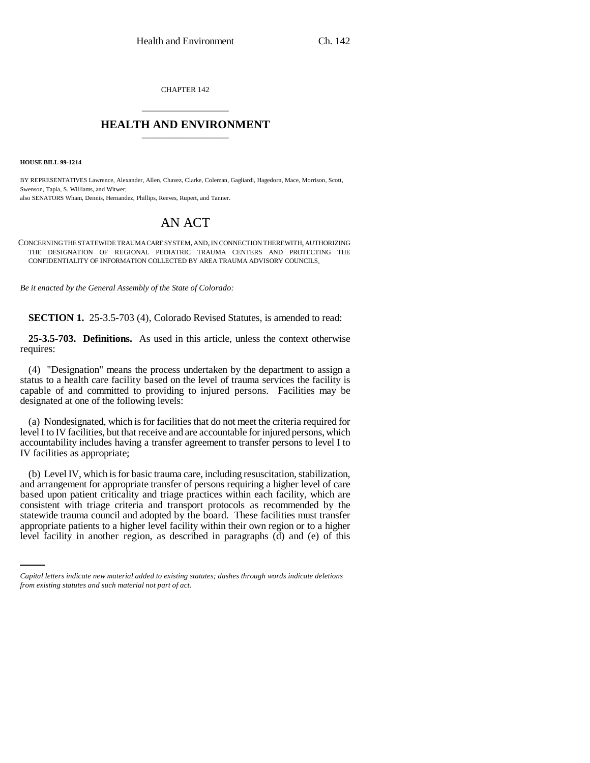CHAPTER 142

## HEALTH AND ENVIRONMENT

**HOUSE BILL 99-1214**

BY REPRESENTATIVES Lawrence, Alexander, Allen, Chavez, Clarke, Coleman, Gagliardi, Hagedorn, Mace, Morrison, Scott, Swenson, Tapia, S. Williams, and Witwer;
also SENATORS Wham, Dennis, Hernandez, Phillips, Reeves, Rupert, and Tanner.

# AN ACT

CONCERNING THE STATEWIDE TRAUMA CARE SYSTEM, AND, IN CONNECTION THEREWITH, AUTHORIZING THE DESIGNATION OF REGIONAL PEDIATRIC TRAUMA CENTERS AND PROTECTING THE CONFIDENTIALITY OF INFORMATION COLLECTED BY AREA TRAUMA ADVISORY COUNCILS.

*Be it enacted by the General Assembly of the State of Colorado:*

**SECTION 1.** 25-3.5-703 (4), Colorado Revised Statutes, is amended to read:

**25-3.5-703. Definitions.** As used in this article, unless the context otherwise requires:

(4) "Designation" means the process undertaken by the department to assign a status to a health care facility based on the level of trauma services the facility is capable of and committed to providing to injured persons. Facilities may be designated at one of the following levels:

(a) Nondesignated, which is for facilities that do not meet the criteria required for level I to IV facilities, but that receive and are accountable for injured persons, which accountability includes having a transfer agreement to transfer persons to level I to IV facilities as appropriate;

(b) Level IV, which is for basic trauma care, including resuscitation, stabilization, and arrangement for appropriate transfer of persons requiring a higher level of care based upon patient criticality and triage practices within each facility, which are consistent with triage criteria and transport protocols as recommended by the statewide trauma council and adopted by the board. These facilities must transfer appropriate patients to a higher level facility within their own region or to a higher level facility in another region, as described in paragraphs (d) and (e) of this

*Capital letters indicate new material added to existing statutes; dashes through words indicate deletions from existing statutes and such material not part of act.*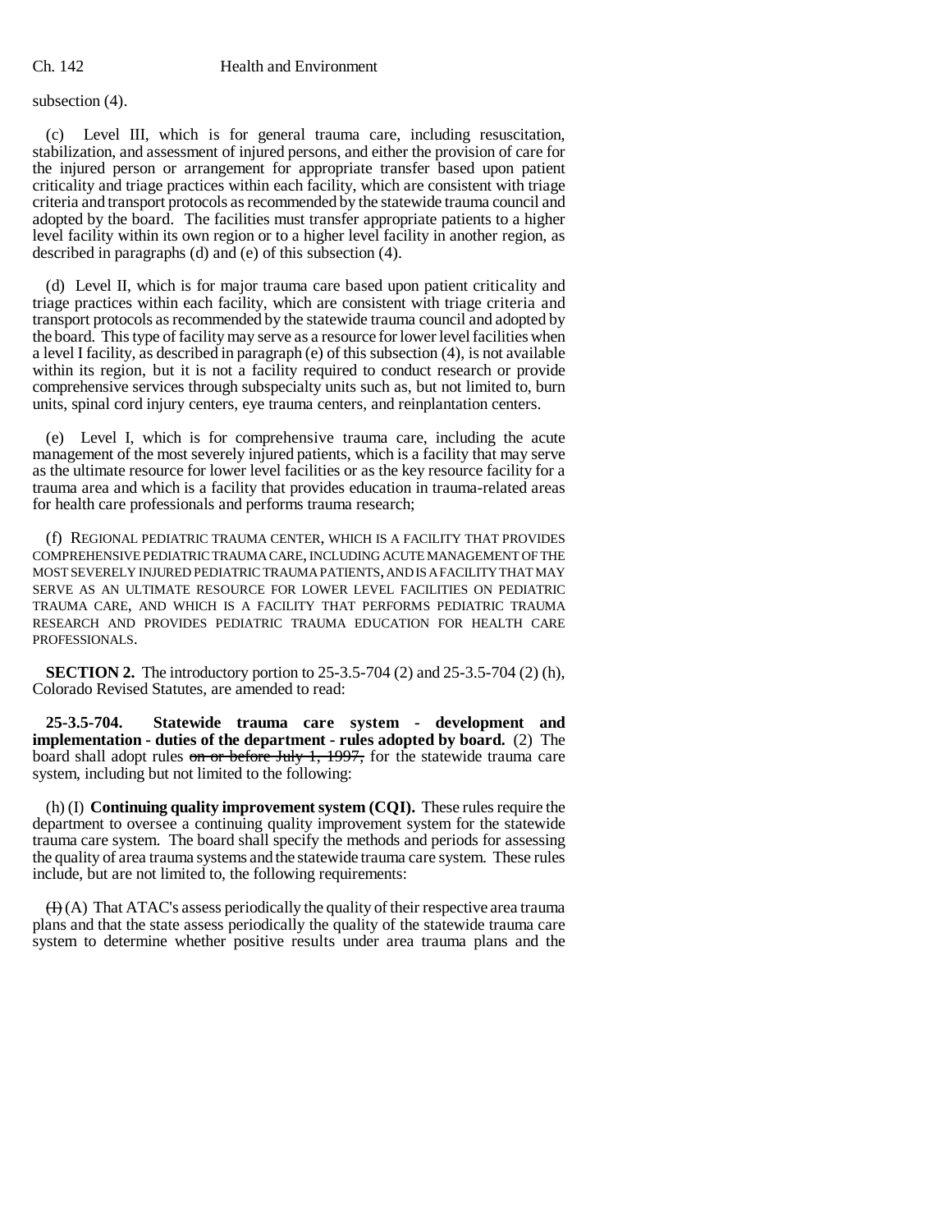subsection (4).

(c) Level III, which is for general trauma care, including resuscitation, stabilization, and assessment of injured persons, and either the provision of care for the injured person or arrangement for appropriate transfer based upon patient criticality and triage practices within each facility, which are consistent with triage criteria and transport protocols as recommended by the statewide trauma council and adopted by the board. The facilities must transfer appropriate patients to a higher level facility within its own region or to a higher level facility in another region, as described in paragraphs (d) and (e) of this subsection (4).

(d) Level II, which is for major trauma care based upon patient criticality and triage practices within each facility, which are consistent with triage criteria and transport protocols as recommended by the statewide trauma council and adopted by the board. This type of facility may serve as a resource for lower level facilities when a level I facility, as described in paragraph (e) of this subsection (4), is not available within its region, but it is not a facility required to conduct research or provide comprehensive services through subspecialty units such as, but not limited to, burn units, spinal cord injury centers, eye trauma centers, and reinplantation centers.

(e) Level I, which is for comprehensive trauma care, including the acute management of the most severely injured patients, which is a facility that may serve as the ultimate resource for lower level facilities or as the key resource facility for a trauma area and which is a facility that provides education in trauma-related areas for health care professionals and performs trauma research;

(f) REGIONAL PEDIATRIC TRAUMA CENTER, WHICH IS A FACILITY THAT PROVIDES COMPREHENSIVE PEDIATRIC TRAUMA CARE, INCLUDING ACUTE MANAGEMENT OF THE MOST SEVERELY INJURED PEDIATRIC TRAUMA PATIENTS, AND IS A FACILITY THAT MAY SERVE AS AN ULTIMATE RESOURCE FOR LOWER LEVEL FACILITIES ON PEDIATRIC TRAUMA CARE, AND WHICH IS A FACILITY THAT PERFORMS PEDIATRIC TRAUMA RESEARCH AND PROVIDES PEDIATRIC TRAUMA EDUCATION FOR HEALTH CARE PROFESSIONALS.

**SECTION 2.** The introductory portion to 25-3.5-704 (2) and 25-3.5-704 (2) (h), Colorado Revised Statutes, are amended to read:

**25-3.5-704. Statewide trauma care system - development and implementation - duties of the department - rules adopted by board.** (2) The board shall adopt rules ~~on or before July 1, 1997,~~ for the statewide trauma care system, including but not limited to the following:

(h) (I) **Continuing quality improvement system (CQI).** These rules require the department to oversee a continuing quality improvement system for the statewide trauma care system. The board shall specify the methods and periods for assessing the quality of area trauma systems and the statewide trauma care system. These rules include, but are not limited to, the following requirements:

~~(I)~~ (A) That ATAC's assess periodically the quality of their respective area trauma plans and that the state assess periodically the quality of the statewide trauma care system to determine whether positive results under area trauma plans and the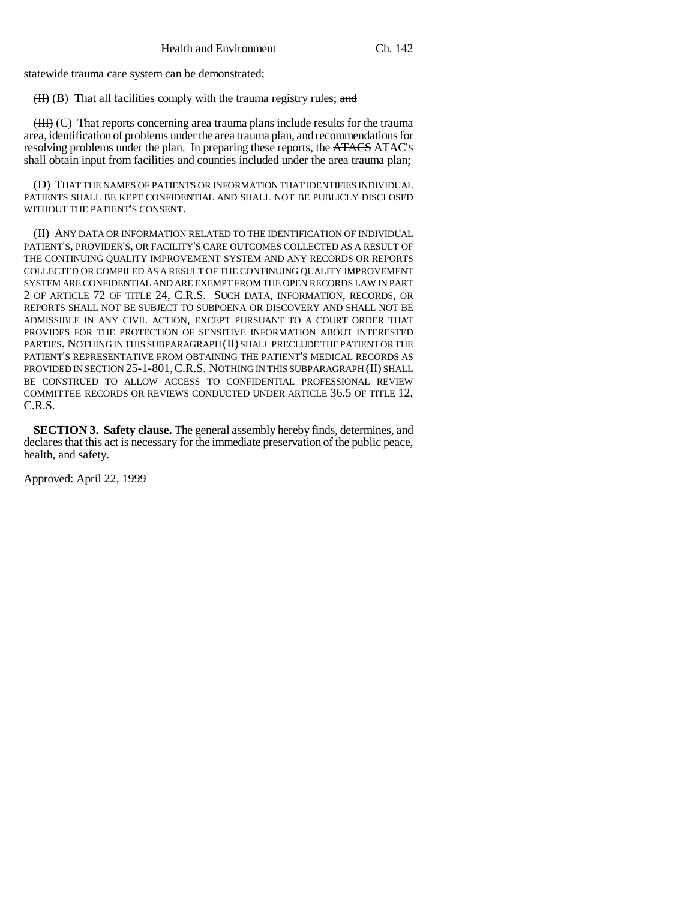statewide trauma care system can be demonstrated;

~~(II)~~ (B) That all facilities comply with the trauma registry rules; ~~and~~

~~(III)~~ (C) That reports concerning area trauma plans include results for the trauma area, identification of problems under the area trauma plan, and recommendations for resolving problems under the plan. In preparing these reports, the ~~ATACS~~ ATAC'S shall obtain input from facilities and counties included under the area trauma plan;

(D) THAT THE NAMES OF PATIENTS OR INFORMATION THAT IDENTIFIES INDIVIDUAL PATIENTS SHALL BE KEPT CONFIDENTIAL AND SHALL NOT BE PUBLICLY DISCLOSED WITHOUT THE PATIENT'S CONSENT.

(II) ANY DATA OR INFORMATION RELATED TO THE IDENTIFICATION OF INDIVIDUAL PATIENT'S, PROVIDER'S, OR FACILITY'S CARE OUTCOMES COLLECTED AS A RESULT OF THE CONTINUING QUALITY IMPROVEMENT SYSTEM AND ANY RECORDS OR REPORTS COLLECTED OR COMPILED AS A RESULT OF THE CONTINUING QUALITY IMPROVEMENT SYSTEM ARE CONFIDENTIAL AND ARE EXEMPT FROM THE OPEN RECORDS LAW IN PART 2 OF ARTICLE 72 OF TITLE 24, C.R.S. SUCH DATA, INFORMATION, RECORDS, OR REPORTS SHALL NOT BE SUBJECT TO SUBPOENA OR DISCOVERY AND SHALL NOT BE ADMISSIBLE IN ANY CIVIL ACTION, EXCEPT PURSUANT TO A COURT ORDER THAT PROVIDES FOR THE PROTECTION OF SENSITIVE INFORMATION ABOUT INTERESTED PARTIES. NOTHING IN THIS SUBPARAGRAPH (II) SHALL PRECLUDE THE PATIENT OR THE PATIENT'S REPRESENTATIVE FROM OBTAINING THE PATIENT'S MEDICAL RECORDS AS PROVIDED IN SECTION 25-1-801, C.R.S. NOTHING IN THIS SUBPARAGRAPH (II) SHALL BE CONSTRUED TO ALLOW ACCESS TO CONFIDENTIAL PROFESSIONAL REVIEW COMMITTEE RECORDS OR REVIEWS CONDUCTED UNDER ARTICLE 36.5 OF TITLE 12, C.R.S.

**SECTION 3. Safety clause.** The general assembly hereby finds, determines, and declares that this act is necessary for the immediate preservation of the public peace, health, and safety.

Approved: April 22, 1999